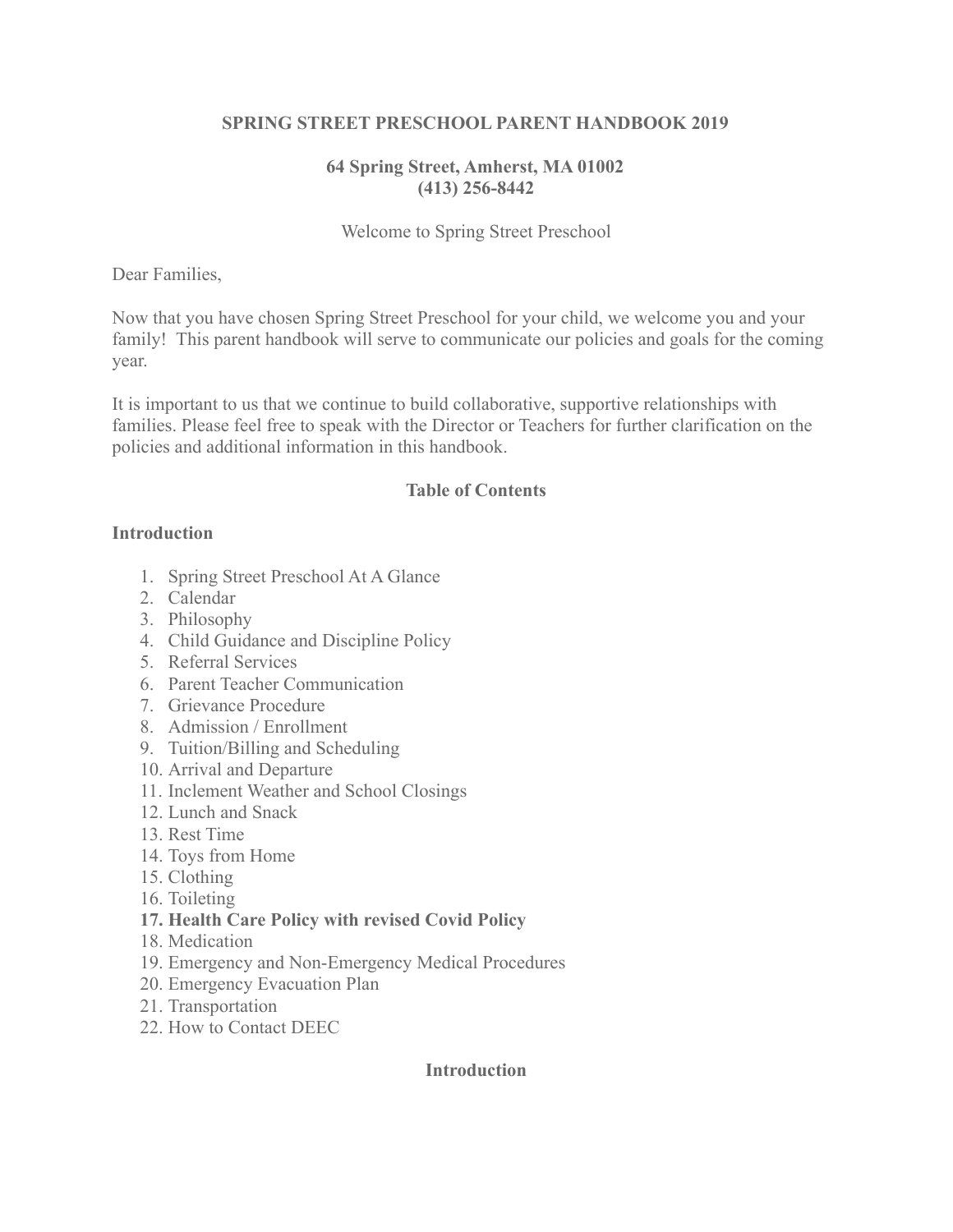# SPRING STREET PRESCHOOL PARENT HANDBOOK 2019

**64 Spring Street, Amherst, MA 01002**
**(413) 256-8442**

Welcome to Spring Street Preschool

Dear Families,

Now that you have chosen Spring Street Preschool for your child, we welcome you and your family! This parent handbook will serve to communicate our policies and goals for the coming year.

It is important to us that we continue to build collaborative, supportive relationships with families. Please feel free to speak with the Director or Teachers for further clarification on the policies and additional information in this handbook.

## Table of Contents

**Introduction**

1. Spring Street Preschool At A Glance
2. Calendar
3. Philosophy
4. Child Guidance and Discipline Policy
5. Referral Services
6. Parent Teacher Communication
7. Grievance Procedure
8. Admission / Enrollment
9. Tuition/Billing and Scheduling
10. Arrival and Departure
11. Inclement Weather and School Closings
12. Lunch and Snack
13. Rest Time
14. Toys from Home
15. Clothing
16. Toileting
17. **Health Care Policy with revised Covid Policy**
18. Medication
19. Emergency and Non-Emergency Medical Procedures
20. Emergency Evacuation Plan
21. Transportation
22. How to Contact DEEC

## Introduction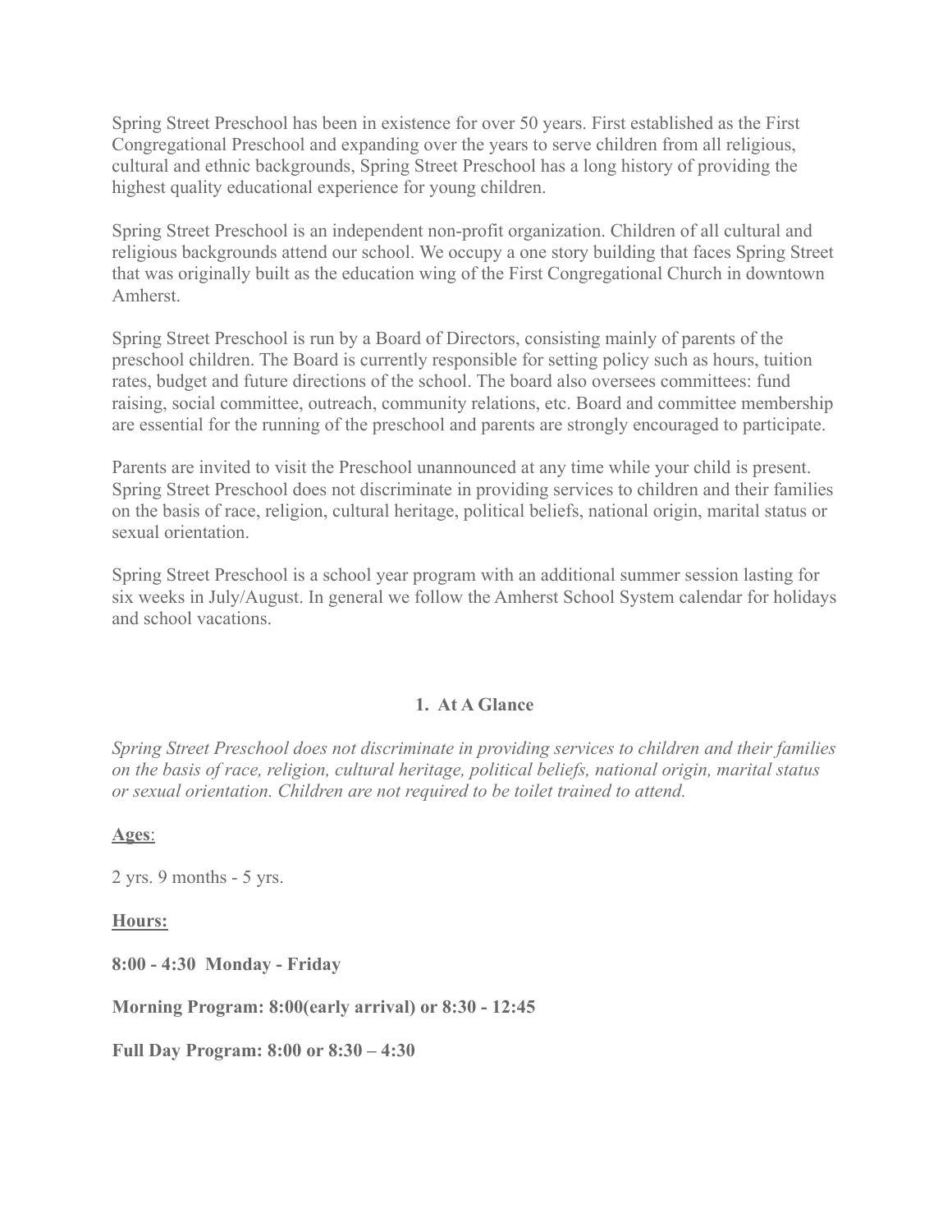Spring Street Preschool has been in existence for over 50 years. First established as the First Congregational Preschool and expanding over the years to serve children from all religious, cultural and ethnic backgrounds, Spring Street Preschool has a long history of providing the highest quality educational experience for young children.

Spring Street Preschool is an independent non-profit organization. Children of all cultural and religious backgrounds attend our school. We occupy a one story building that faces Spring Street that was originally built as the education wing of the First Congregational Church in downtown Amherst.

Spring Street Preschool is run by a Board of Directors, consisting mainly of parents of the preschool children. The Board is currently responsible for setting policy such as hours, tuition rates, budget and future directions of the school. The board also oversees committees: fund raising, social committee, outreach, community relations, etc. Board and committee membership are essential for the running of the preschool and parents are strongly encouraged to participate.

Parents are invited to visit the Preschool unannounced at any time while your child is present. Spring Street Preschool does not discriminate in providing services to children and their families on the basis of race, religion, cultural heritage, political beliefs, national origin, marital status or sexual orientation.

Spring Street Preschool is a school year program with an additional summer session lasting for six weeks in July/August. In general we follow the Amherst School System calendar for holidays and school vacations.

## 1. At A Glance

*Spring Street Preschool does not discriminate in providing services to children and their families on the basis of race, religion, cultural heritage, political beliefs, national origin, marital status or sexual orientation. Children are not required to be toilet trained to attend.*

**Ages**:

2 yrs. 9 months - 5 yrs.

**Hours:**

**8:00 - 4:30 Monday - Friday**

**Morning Program: 8:00(early arrival) or 8:30 - 12:45**

**Full Day Program: 8:00 or 8:30 – 4:30**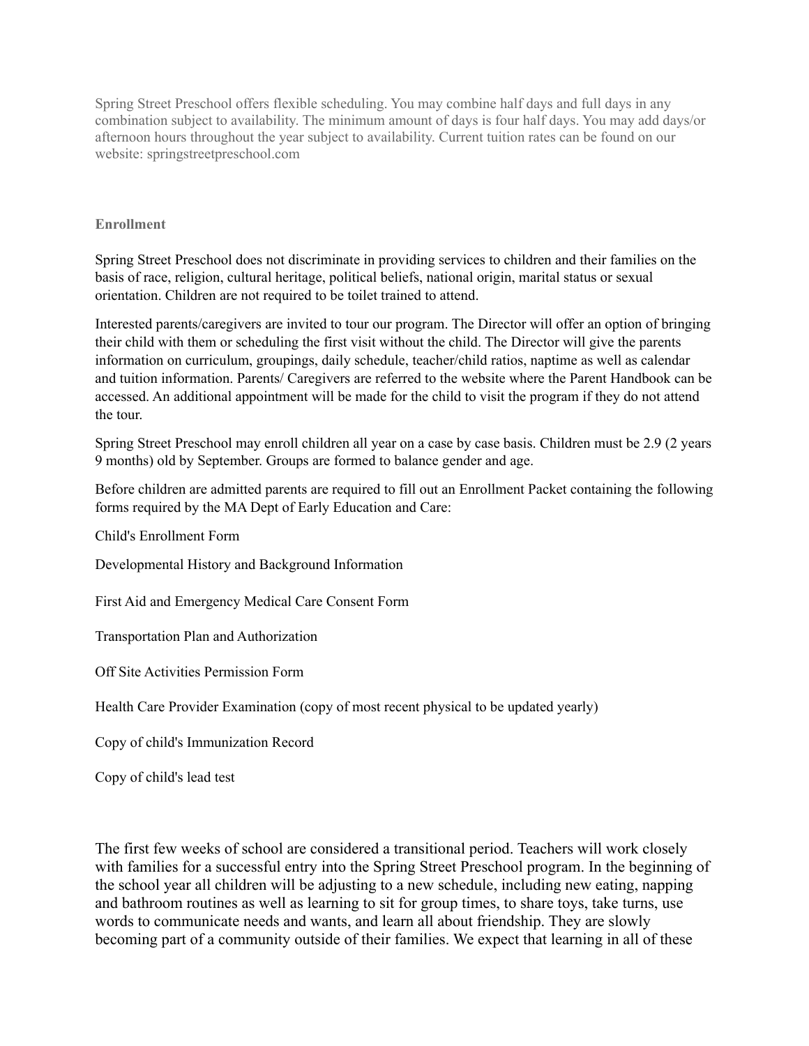Spring Street Preschool offers flexible scheduling. You may combine half days and full days in any combination subject to availability. The minimum amount of days is four half days. You may add days/or afternoon hours throughout the year subject to availability. Current tuition rates can be found on our website: springstreetpreschool.com

## Enrollment

Spring Street Preschool does not discriminate in providing services to children and their families on the basis of race, religion, cultural heritage, political beliefs, national origin, marital status or sexual orientation. Children are not required to be toilet trained to attend.

Interested parents/caregivers are invited to tour our program. The Director will offer an option of bringing their child with them or scheduling the first visit without the child. The Director will give the parents information on curriculum, groupings, daily schedule, teacher/child ratios, naptime as well as calendar and tuition information. Parents/ Caregivers are referred to the website where the Parent Handbook can be accessed. An additional appointment will be made for the child to visit the program if they do not attend the tour.

Spring Street Preschool may enroll children all year on a case by case basis. Children must be 2.9 (2 years 9 months) old by September. Groups are formed to balance gender and age.

Before children are admitted parents are required to fill out an Enrollment Packet containing the following forms required by the MA Dept of Early Education and Care:

Child's Enrollment Form

Developmental History and Background Information

First Aid and Emergency Medical Care Consent Form

Transportation Plan and Authorization

Off Site Activities Permission Form

Health Care Provider Examination (copy of most recent physical to be updated yearly)

Copy of child's Immunization Record

Copy of child's lead test

The first few weeks of school are considered a transitional period. Teachers will work closely with families for a successful entry into the Spring Street Preschool program. In the beginning of the school year all children will be adjusting to a new schedule, including new eating, napping and bathroom routines as well as learning to sit for group times, to share toys, take turns, use words to communicate needs and wants, and learn all about friendship. They are slowly becoming part of a community outside of their families. We expect that learning in all of these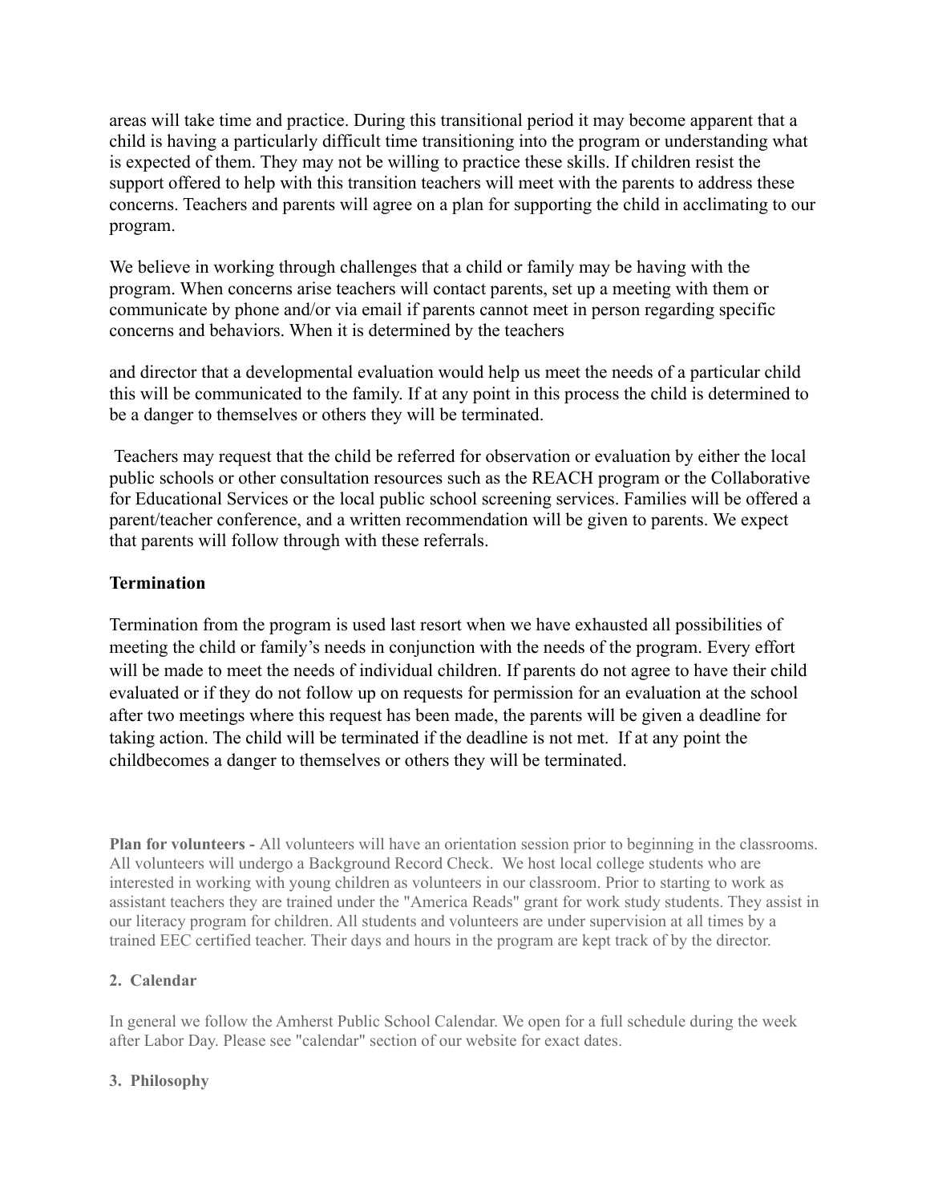areas will take time and practice. During this transitional period it may become apparent that a child is having a particularly difficult time transitioning into the program or understanding what is expected of them. They may not be willing to practice these skills. If children resist the support offered to help with this transition teachers will meet with the parents to address these concerns. Teachers and parents will agree on a plan for supporting the child in acclimating to our program.

We believe in working through challenges that a child or family may be having with the program. When concerns arise teachers will contact parents, set up a meeting with them or communicate by phone and/or via email if parents cannot meet in person regarding specific concerns and behaviors. When it is determined by the teachers

and director that a developmental evaluation would help us meet the needs of a particular child this will be communicated to the family. If at any point in this process the child is determined to be a danger to themselves or others they will be terminated.

Teachers may request that the child be referred for observation or evaluation by either the local public schools or other consultation resources such as the REACH program or the Collaborative for Educational Services or the local public school screening services. Families will be offered a parent/teacher conference, and a written recommendation will be given to parents. We expect that parents will follow through with these referrals.

### Termination

Termination from the program is used last resort when we have exhausted all possibilities of meeting the child or family's needs in conjunction with the needs of the program. Every effort will be made to meet the needs of individual children. If parents do not agree to have their child evaluated or if they do not follow up on requests for permission for an evaluation at the school after two meetings where this request has been made, the parents will be given a deadline for taking action. The child will be terminated if the deadline is not met. If at any point the childbecomes a danger to themselves or others they will be terminated.

**Plan for volunteers -** All volunteers will have an orientation session prior to beginning in the classrooms. All volunteers will undergo a Background Record Check. We host local college students who are interested in working with young children as volunteers in our classroom. Prior to starting to work as assistant teachers they are trained under the "America Reads" grant for work study students. They assist in our literacy program for children. All students and volunteers are under supervision at all times by a trained EEC certified teacher. Their days and hours in the program are kept track of by the director.

**2. Calendar**

In general we follow the Amherst Public School Calendar. We open for a full schedule during the week after Labor Day. Please see "calendar" section of our website for exact dates.

**3. Philosophy**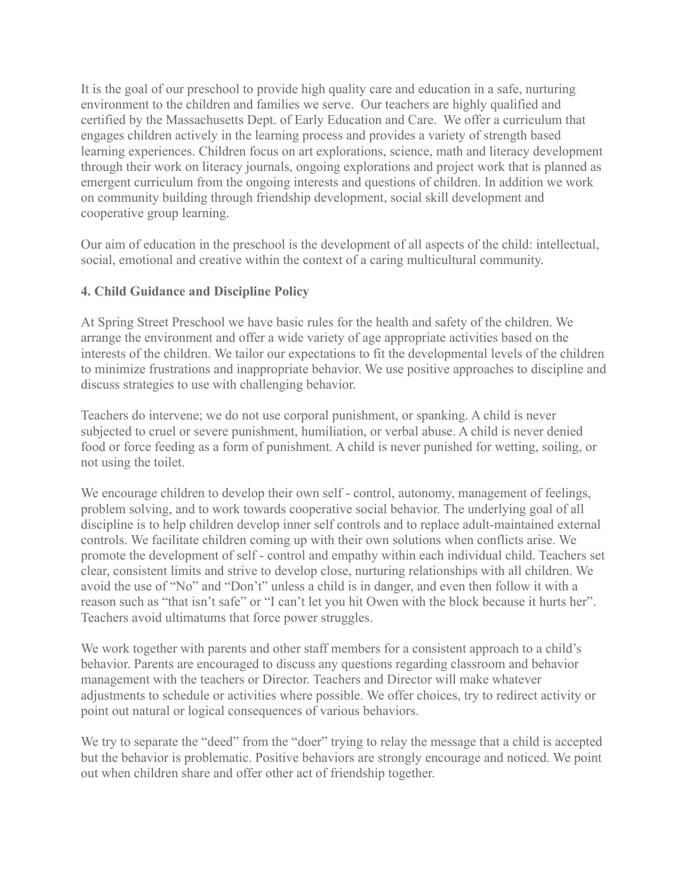It is the goal of our preschool to provide high quality care and education in a safe, nurturing environment to the children and families we serve. Our teachers are highly qualified and certified by the Massachusetts Dept. of Early Education and Care. We offer a curriculum that engages children actively in the learning process and provides a variety of strength based learning experiences. Children focus on art explorations, science, math and literacy development through their work on literacy journals, ongoing explorations and project work that is planned as emergent curriculum from the ongoing interests and questions of children. In addition we work on community building through friendship development, social skill development and cooperative group learning.

Our aim of education in the preschool is the development of all aspects of the child: intellectual, social, emotional and creative within the context of a caring multicultural community.

**4. Child Guidance and Discipline Policy**

At Spring Street Preschool we have basic rules for the health and safety of the children. We arrange the environment and offer a wide variety of age appropriate activities based on the interests of the children. We tailor our expectations to fit the developmental levels of the children to minimize frustrations and inappropriate behavior. We use positive approaches to discipline and discuss strategies to use with challenging behavior.

Teachers do intervene; we do not use corporal punishment, or spanking. A child is never subjected to cruel or severe punishment, humiliation, or verbal abuse. A child is never denied food or force feeding as a form of punishment. A child is never punished for wetting, soiling, or not using the toilet.

We encourage children to develop their own self - control, autonomy, management of feelings, problem solving, and to work towards cooperative social behavior. The underlying goal of all discipline is to help children develop inner self controls and to replace adult-maintained external controls. We facilitate children coming up with their own solutions when conflicts arise. We promote the development of self - control and empathy within each individual child. Teachers set clear, consistent limits and strive to develop close, nurturing relationships with all children. We avoid the use of "No" and "Don't" unless a child is in danger, and even then follow it with a reason such as "that isn't safe" or "I can't let you hit Owen with the block because it hurts her". Teachers avoid ultimatums that force power struggles.

We work together with parents and other staff members for a consistent approach to a child's behavior. Parents are encouraged to discuss any questions regarding classroom and behavior management with the teachers or Director. Teachers and Director will make whatever adjustments to schedule or activities where possible. We offer choices, try to redirect activity or point out natural or logical consequences of various behaviors.

We try to separate the "deed" from the "doer" trying to relay the message that a child is accepted but the behavior is problematic. Positive behaviors are strongly encourage and noticed. We point out when children share and offer other act of friendship together.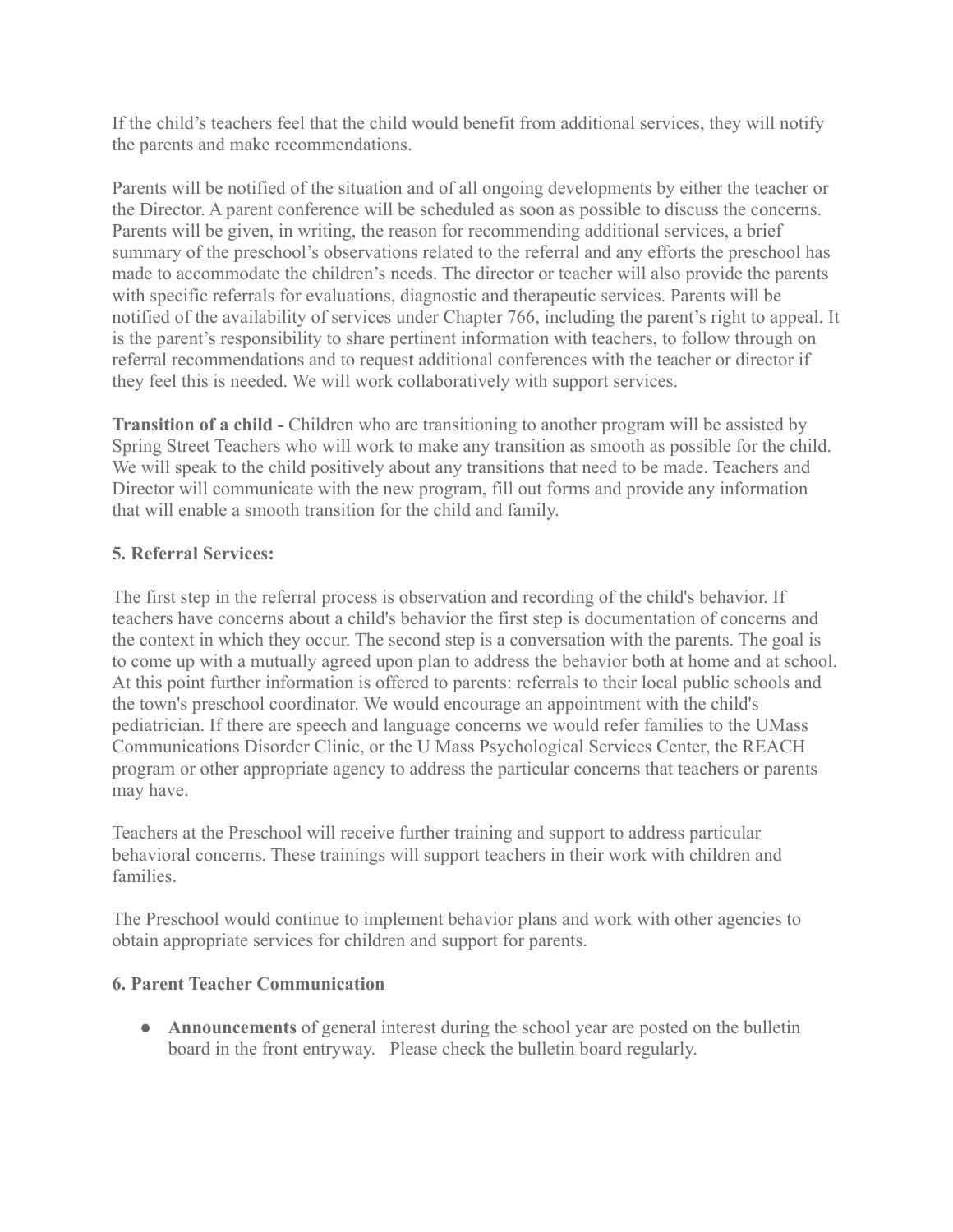If the child's teachers feel that the child would benefit from additional services, they will notify the parents and make recommendations.

Parents will be notified of the situation and of all ongoing developments by either the teacher or the Director. A parent conference will be scheduled as soon as possible to discuss the concerns. Parents will be given, in writing, the reason for recommending additional services, a brief summary of the preschool's observations related to the referral and any efforts the preschool has made to accommodate the children's needs. The director or teacher will also provide the parents with specific referrals for evaluations, diagnostic and therapeutic services. Parents will be notified of the availability of services under Chapter 766, including the parent's right to appeal. It is the parent's responsibility to share pertinent information with teachers, to follow through on referral recommendations and to request additional conferences with the teacher or director if they feel this is needed. We will work collaboratively with support services.

**Transition of a child -** Children who are transitioning to another program will be assisted by Spring Street Teachers who will work to make any transition as smooth as possible for the child. We will speak to the child positively about any transitions that need to be made. Teachers and Director will communicate with the new program, fill out forms and provide any information that will enable a smooth transition for the child and family.

### 5. Referral Services:

The first step in the referral process is observation and recording of the child's behavior. If teachers have concerns about a child's behavior the first step is documentation of concerns and the context in which they occur. The second step is a conversation with the parents. The goal is to come up with a mutually agreed upon plan to address the behavior both at home and at school. At this point further information is offered to parents: referrals to their local public schools and the town's preschool coordinator. We would encourage an appointment with the child's pediatrician. If there are speech and language concerns we would refer families to the UMass Communications Disorder Clinic, or the U Mass Psychological Services Center, the REACH program or other appropriate agency to address the particular concerns that teachers or parents may have.

Teachers at the Preschool will receive further training and support to address particular behavioral concerns. These trainings will support teachers in their work with children and families.

The Preschool would continue to implement behavior plans and work with other agencies to obtain appropriate services for children and support for parents.

### 6. Parent Teacher Communication

- **Announcements** of general interest during the school year are posted on the bulletin board in the front entryway. Please check the bulletin board regularly.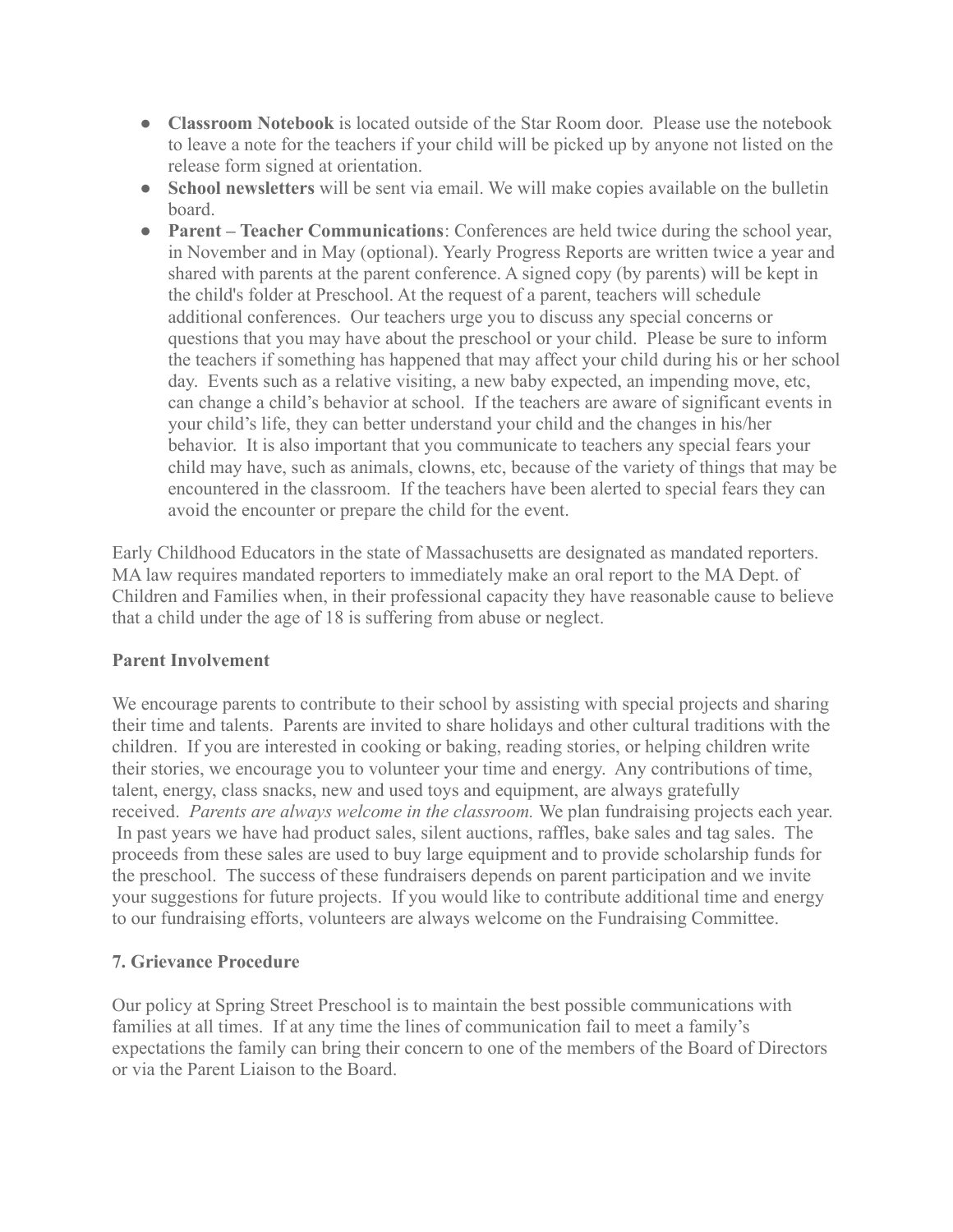- **Classroom Notebook** is located outside of the Star Room door. Please use the notebook to leave a note for the teachers if your child will be picked up by anyone not listed on the release form signed at orientation.
- **School newsletters** will be sent via email. We will make copies available on the bulletin board.
- **Parent – Teacher Communications**: Conferences are held twice during the school year, in November and in May (optional). Yearly Progress Reports are written twice a year and shared with parents at the parent conference. A signed copy (by parents) will be kept in the child's folder at Preschool. At the request of a parent, teachers will schedule additional conferences. Our teachers urge you to discuss any special concerns or questions that you may have about the preschool or your child. Please be sure to inform the teachers if something has happened that may affect your child during his or her school day. Events such as a relative visiting, a new baby expected, an impending move, etc, can change a child's behavior at school. If the teachers are aware of significant events in your child's life, they can better understand your child and the changes in his/her behavior. It is also important that you communicate to teachers any special fears your child may have, such as animals, clowns, etc, because of the variety of things that may be encountered in the classroom. If the teachers have been alerted to special fears they can avoid the encounter or prepare the child for the event.

Early Childhood Educators in the state of Massachusetts are designated as mandated reporters. MA law requires mandated reporters to immediately make an oral report to the MA Dept. of Children and Families when, in their professional capacity they have reasonable cause to believe that a child under the age of 18 is suffering from abuse or neglect.

### Parent Involvement

We encourage parents to contribute to their school by assisting with special projects and sharing their time and talents. Parents are invited to share holidays and other cultural traditions with the children. If you are interested in cooking or baking, reading stories, or helping children write their stories, we encourage you to volunteer your time and energy. Any contributions of time, talent, energy, class snacks, new and used toys and equipment, are always gratefully received. *Parents are always welcome in the classroom.* We plan fundraising projects each year. In past years we have had product sales, silent auctions, raffles, bake sales and tag sales. The proceeds from these sales are used to buy large equipment and to provide scholarship funds for the preschool. The success of these fundraisers depends on parent participation and we invite your suggestions for future projects. If you would like to contribute additional time and energy to our fundraising efforts, volunteers are always welcome on the Fundraising Committee.

### 7. Grievance Procedure

Our policy at Spring Street Preschool is to maintain the best possible communications with families at all times. If at any time the lines of communication fail to meet a family's expectations the family can bring their concern to one of the members of the Board of Directors or via the Parent Liaison to the Board.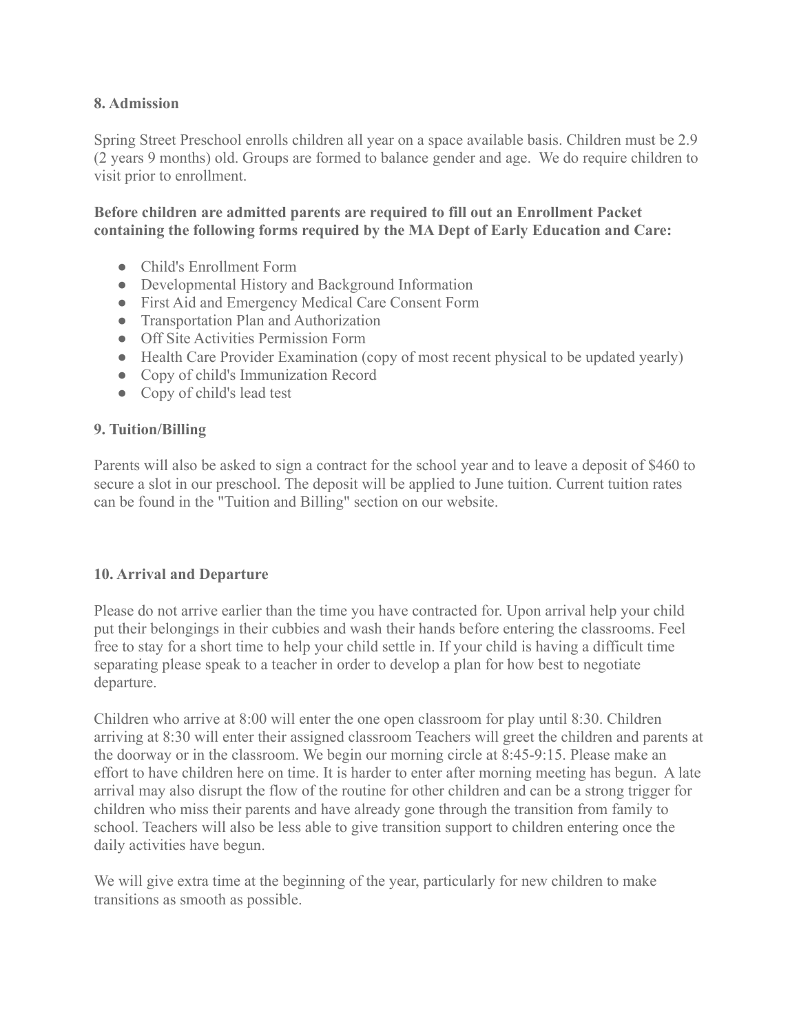### 8. Admission

Spring Street Preschool enrolls children all year on a space available basis. Children must be 2.9 (2 years 9 months) old. Groups are formed to balance gender and age. We do require children to visit prior to enrollment.

**Before children are admitted parents are required to fill out an Enrollment Packet containing the following forms required by the MA Dept of Early Education and Care:**

- Child's Enrollment Form
- Developmental History and Background Information
- First Aid and Emergency Medical Care Consent Form
- Transportation Plan and Authorization
- Off Site Activities Permission Form
- Health Care Provider Examination (copy of most recent physical to be updated yearly)
- Copy of child's Immunization Record
- Copy of child's lead test

### 9. Tuition/Billing

Parents will also be asked to sign a contract for the school year and to leave a deposit of $460 to secure a slot in our preschool. The deposit will be applied to June tuition. Current tuition rates can be found in the "Tuition and Billing" section on our website.

### 10. Arrival and Departure

Please do not arrive earlier than the time you have contracted for. Upon arrival help your child put their belongings in their cubbies and wash their hands before entering the classrooms. Feel free to stay for a short time to help your child settle in. If your child is having a difficult time separating please speak to a teacher in order to develop a plan for how best to negotiate departure.

Children who arrive at 8:00 will enter the one open classroom for play until 8:30. Children arriving at 8:30 will enter their assigned classroom Teachers will greet the children and parents at the doorway or in the classroom. We begin our morning circle at 8:45-9:15. Please make an effort to have children here on time. It is harder to enter after morning meeting has begun. A late arrival may also disrupt the flow of the routine for other children and can be a strong trigger for children who miss their parents and have already gone through the transition from family to school. Teachers will also be less able to give transition support to children entering once the daily activities have begun.

We will give extra time at the beginning of the year, particularly for new children to make transitions as smooth as possible.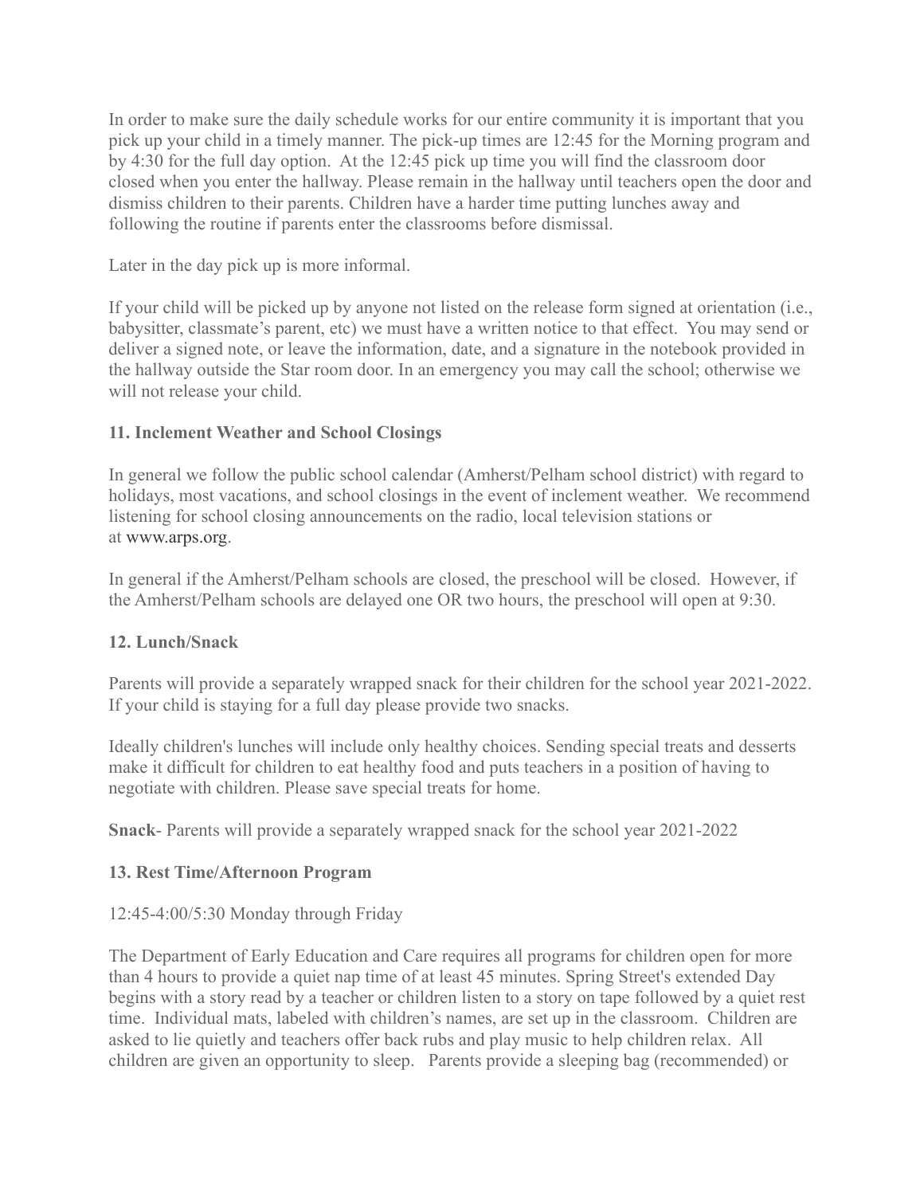In order to make sure the daily schedule works for our entire community it is important that you pick up your child in a timely manner. The pick-up times are 12:45 for the Morning program and by 4:30 for the full day option. At the 12:45 pick up time you will find the classroom door closed when you enter the hallway. Please remain in the hallway until teachers open the door and dismiss children to their parents. Children have a harder time putting lunches away and following the routine if parents enter the classrooms before dismissal.

Later in the day pick up is more informal.

If your child will be picked up by anyone not listed on the release form signed at orientation (i.e., babysitter, classmate's parent, etc) we must have a written notice to that effect. You may send or deliver a signed note, or leave the information, date, and a signature in the notebook provided in the hallway outside the Star room door. In an emergency you may call the school; otherwise we will not release your child.

**11. Inclement Weather and School Closings**

In general we follow the public school calendar (Amherst/Pelham school district) with regard to holidays, most vacations, and school closings in the event of inclement weather. We recommend listening for school closing announcements on the radio, local television stations or at www.arps.org.

In general if the Amherst/Pelham schools are closed, the preschool will be closed. However, if the Amherst/Pelham schools are delayed one OR two hours, the preschool will open at 9:30.

**12. Lunch/Snack**

Parents will provide a separately wrapped snack for their children for the school year 2021-2022. If your child is staying for a full day please provide two snacks.

Ideally children's lunches will include only healthy choices. Sending special treats and desserts make it difficult for children to eat healthy food and puts teachers in a position of having to negotiate with children. Please save special treats for home.

**Snack**- Parents will provide a separately wrapped snack for the school year 2021-2022

**13. Rest Time/Afternoon Program**

12:45-4:00/5:30 Monday through Friday

The Department of Early Education and Care requires all programs for children open for more than 4 hours to provide a quiet nap time of at least 45 minutes. Spring Street's extended Day begins with a story read by a teacher or children listen to a story on tape followed by a quiet rest time. Individual mats, labeled with children's names, are set up in the classroom. Children are asked to lie quietly and teachers offer back rubs and play music to help children relax. All children are given an opportunity to sleep. Parents provide a sleeping bag (recommended) or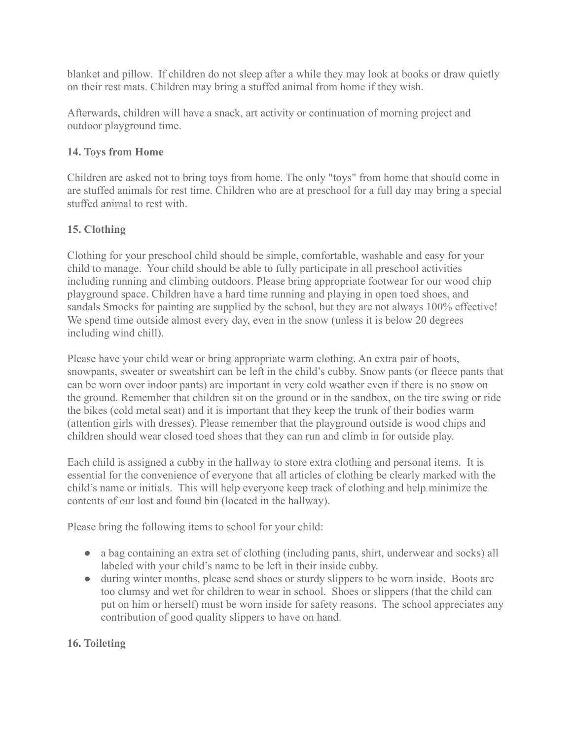blanket and pillow. If children do not sleep after a while they may look at books or draw quietly on their rest mats. Children may bring a stuffed animal from home if they wish.

Afterwards, children will have a snack, art activity or continuation of morning project and outdoor playground time.

**14. Toys from Home**

Children are asked not to bring toys from home. The only "toys" from home that should come in are stuffed animals for rest time. Children who are at preschool for a full day may bring a special stuffed animal to rest with.

**15. Clothing**

Clothing for your preschool child should be simple, comfortable, washable and easy for your child to manage. Your child should be able to fully participate in all preschool activities including running and climbing outdoors. Please bring appropriate footwear for our wood chip playground space. Children have a hard time running and playing in open toed shoes, and sandals Smocks for painting are supplied by the school, but they are not always 100% effective! We spend time outside almost every day, even in the snow (unless it is below 20 degrees including wind chill).

Please have your child wear or bring appropriate warm clothing. An extra pair of boots, snowpants, sweater or sweatshirt can be left in the child's cubby. Snow pants (or fleece pants that can be worn over indoor pants) are important in very cold weather even if there is no snow on the ground. Remember that children sit on the ground or in the sandbox, on the tire swing or ride the bikes (cold metal seat) and it is important that they keep the trunk of their bodies warm (attention girls with dresses). Please remember that the playground outside is wood chips and children should wear closed toed shoes that they can run and climb in for outside play.

Each child is assigned a cubby in the hallway to store extra clothing and personal items. It is essential for the convenience of everyone that all articles of clothing be clearly marked with the child's name or initials. This will help everyone keep track of clothing and help minimize the contents of our lost and found bin (located in the hallway).

Please bring the following items to school for your child:

- a bag containing an extra set of clothing (including pants, shirt, underwear and socks) all labeled with your child's name to be left in their inside cubby.
- during winter months, please send shoes or sturdy slippers to be worn inside. Boots are too clumsy and wet for children to wear in school. Shoes or slippers (that the child can put on him or herself) must be worn inside for safety reasons. The school appreciates any contribution of good quality slippers to have on hand.

**16. Toileting**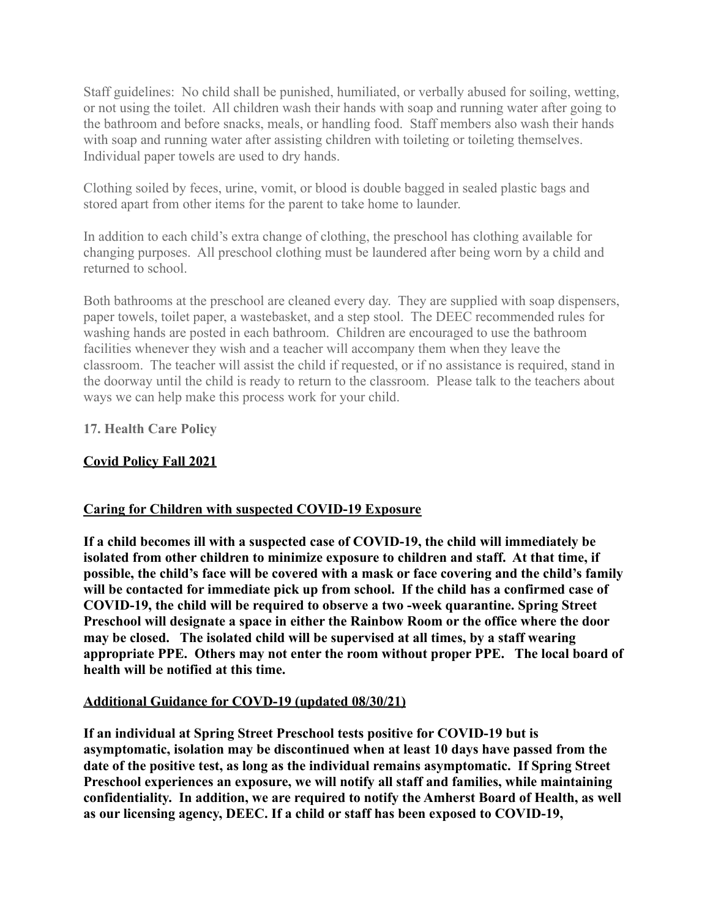Staff guidelines: No child shall be punished, humiliated, or verbally abused for soiling, wetting, or not using the toilet. All children wash their hands with soap and running water after going to the bathroom and before snacks, meals, or handling food. Staff members also wash their hands with soap and running water after assisting children with toileting or toileting themselves. Individual paper towels are used to dry hands.

Clothing soiled by feces, urine, vomit, or blood is double bagged in sealed plastic bags and stored apart from other items for the parent to take home to launder.

In addition to each child's extra change of clothing, the preschool has clothing available for changing purposes. All preschool clothing must be laundered after being worn by a child and returned to school.

Both bathrooms at the preschool are cleaned every day. They are supplied with soap dispensers, paper towels, toilet paper, a wastebasket, and a step stool. The DEEC recommended rules for washing hands are posted in each bathroom. Children are encouraged to use the bathroom facilities whenever they wish and a teacher will accompany them when they leave the classroom. The teacher will assist the child if requested, or if no assistance is required, stand in the doorway until the child is ready to return to the classroom. Please talk to the teachers about ways we can help make this process work for your child.

### 17. Health Care Policy

**Covid Policy Fall 2021**

**Caring for Children with suspected COVID-19 Exposure**

**If a child becomes ill with a suspected case of COVID-19, the child will immediately be isolated from other children to minimize exposure to children and staff. At that time, if possible, the child's face will be covered with a mask or face covering and the child's family will be contacted for immediate pick up from school. If the child has a confirmed case of COVID-19, the child will be required to observe a two -week quarantine. Spring Street Preschool will designate a space in either the Rainbow Room or the office where the door may be closed. The isolated child will be supervised at all times, by a staff wearing appropriate PPE. Others may not enter the room without proper PPE. The local board of health will be notified at this time.**

**Additional Guidance for COVD-19 (updated 08/30/21)**

**If an individual at Spring Street Preschool tests positive for COVID-19 but is asymptomatic, isolation may be discontinued when at least 10 days have passed from the date of the positive test, as long as the individual remains asymptomatic. If Spring Street Preschool experiences an exposure, we will notify all staff and families, while maintaining confidentiality. In addition, we are required to notify the Amherst Board of Health, as well as our licensing agency, DEEC. If a child or staff has been exposed to COVID-19,**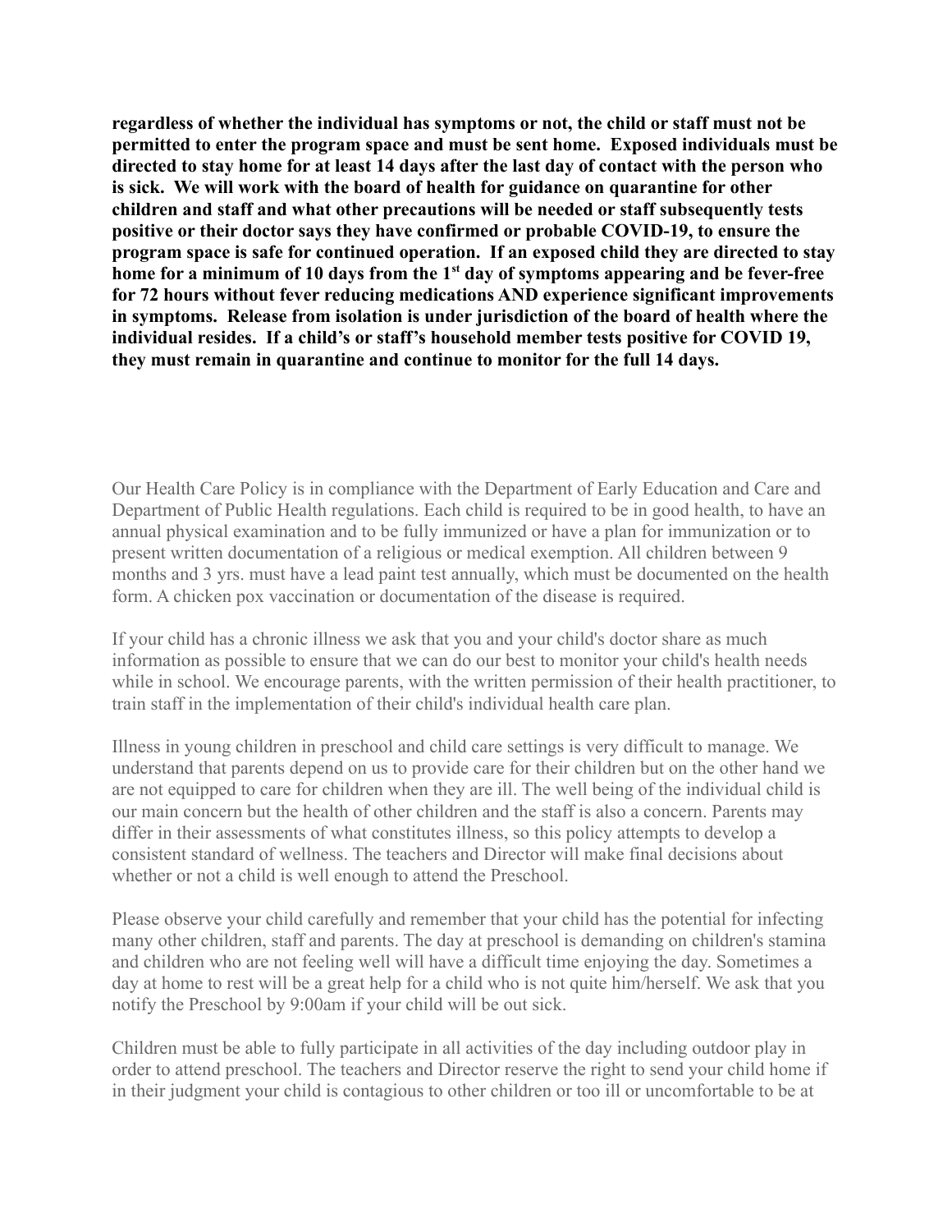**regardless of whether the individual has symptoms or not, the child or staff must not be permitted to enter the program space and must be sent home. Exposed individuals must be directed to stay home for at least 14 days after the last day of contact with the person who is sick. We will work with the board of health for guidance on quarantine for other children and staff and what other precautions will be needed or staff subsequently tests positive or their doctor says they have confirmed or probable COVID-19, to ensure the program space is safe for continued operation. If an exposed child they are directed to stay home for a minimum of 10 days from the 1st day of symptoms appearing and be fever-free for 72 hours without fever reducing medications AND experience significant improvements in symptoms. Release from isolation is under jurisdiction of the board of health where the individual resides. If a child's or staff's household member tests positive for COVID 19, they must remain in quarantine and continue to monitor for the full 14 days.**

Our Health Care Policy is in compliance with the Department of Early Education and Care and Department of Public Health regulations. Each child is required to be in good health, to have an annual physical examination and to be fully immunized or have a plan for immunization or to present written documentation of a religious or medical exemption. All children between 9 months and 3 yrs. must have a lead paint test annually, which must be documented on the health form. A chicken pox vaccination or documentation of the disease is required.

If your child has a chronic illness we ask that you and your child's doctor share as much information as possible to ensure that we can do our best to monitor your child's health needs while in school. We encourage parents, with the written permission of their health practitioner, to train staff in the implementation of their child's individual health care plan.

Illness in young children in preschool and child care settings is very difficult to manage. We understand that parents depend on us to provide care for their children but on the other hand we are not equipped to care for children when they are ill. The well being of the individual child is our main concern but the health of other children and the staff is also a concern. Parents may differ in their assessments of what constitutes illness, so this policy attempts to develop a consistent standard of wellness. The teachers and Director will make final decisions about whether or not a child is well enough to attend the Preschool.

Please observe your child carefully and remember that your child has the potential for infecting many other children, staff and parents. The day at preschool is demanding on children's stamina and children who are not feeling well will have a difficult time enjoying the day. Sometimes a day at home to rest will be a great help for a child who is not quite him/herself. We ask that you notify the Preschool by 9:00am if your child will be out sick.

Children must be able to fully participate in all activities of the day including outdoor play in order to attend preschool. The teachers and Director reserve the right to send your child home if in their judgment your child is contagious to other children or too ill or uncomfortable to be at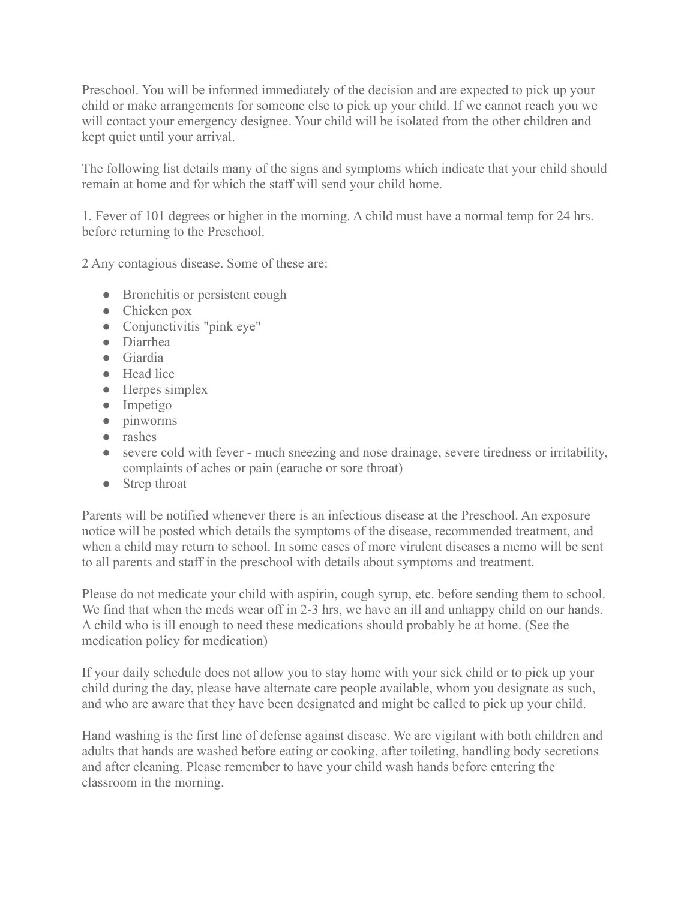Preschool. You will be informed immediately of the decision and are expected to pick up your child or make arrangements for someone else to pick up your child. If we cannot reach you we will contact your emergency designee. Your child will be isolated from the other children and kept quiet until your arrival.

The following list details many of the signs and symptoms which indicate that your child should remain at home and for which the staff will send your child home.

1. Fever of 101 degrees or higher in the morning. A child must have a normal temp for 24 hrs. before returning to the Preschool.

2 Any contagious disease. Some of these are:

- Bronchitis or persistent cough
- Chicken pox
- Conjunctivitis "pink eye"
- Diarrhea
- Giardia
- Head lice
- Herpes simplex
- Impetigo
- pinworms
- rashes
- severe cold with fever - much sneezing and nose drainage, severe tiredness or irritability, complaints of aches or pain (earache or sore throat)
- Strep throat

Parents will be notified whenever there is an infectious disease at the Preschool. An exposure notice will be posted which details the symptoms of the disease, recommended treatment, and when a child may return to school. In some cases of more virulent diseases a memo will be sent to all parents and staff in the preschool with details about symptoms and treatment.

Please do not medicate your child with aspirin, cough syrup, etc. before sending them to school. We find that when the meds wear off in 2-3 hrs, we have an ill and unhappy child on our hands. A child who is ill enough to need these medications should probably be at home. (See the medication policy for medication)

If your daily schedule does not allow you to stay home with your sick child or to pick up your child during the day, please have alternate care people available, whom you designate as such, and who are aware that they have been designated and might be called to pick up your child.

Hand washing is the first line of defense against disease. We are vigilant with both children and adults that hands are washed before eating or cooking, after toileting, handling body secretions and after cleaning. Please remember to have your child wash hands before entering the classroom in the morning.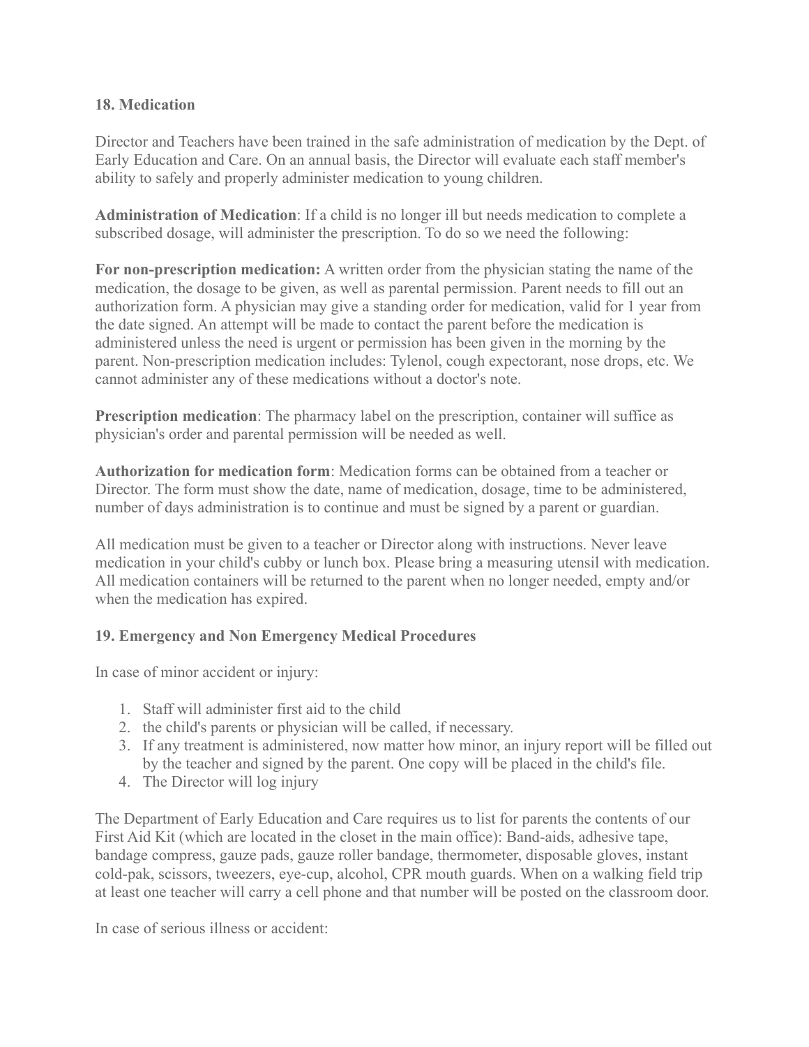**18. Medication**

Director and Teachers have been trained in the safe administration of medication by the Dept. of Early Education and Care. On an annual basis, the Director will evaluate each staff member's ability to safely and properly administer medication to young children.

**Administration of Medication**: If a child is no longer ill but needs medication to complete a subscribed dosage, will administer the prescription. To do so we need the following:

**For non-prescription medication:** A written order from the physician stating the name of the medication, the dosage to be given, as well as parental permission. Parent needs to fill out an authorization form. A physician may give a standing order for medication, valid for 1 year from the date signed. An attempt will be made to contact the parent before the medication is administered unless the need is urgent or permission has been given in the morning by the parent. Non-prescription medication includes: Tylenol, cough expectorant, nose drops, etc. We cannot administer any of these medications without a doctor's note.

**Prescription medication**: The pharmacy label on the prescription, container will suffice as physician's order and parental permission will be needed as well.

**Authorization for medication form**: Medication forms can be obtained from a teacher or Director. The form must show the date, name of medication, dosage, time to be administered, number of days administration is to continue and must be signed by a parent or guardian.

All medication must be given to a teacher or Director along with instructions. Never leave medication in your child's cubby or lunch box. Please bring a measuring utensil with medication. All medication containers will be returned to the parent when no longer needed, empty and/or when the medication has expired.

**19. Emergency and Non Emergency Medical Procedures**

In case of minor accident or injury:

1. Staff will administer first aid to the child
2. the child's parents or physician will be called, if necessary.
3. If any treatment is administered, now matter how minor, an injury report will be filled out by the teacher and signed by the parent. One copy will be placed in the child's file.
4. The Director will log injury

The Department of Early Education and Care requires us to list for parents the contents of our First Aid Kit (which are located in the closet in the main office): Band-aids, adhesive tape, bandage compress, gauze pads, gauze roller bandage, thermometer, disposable gloves, instant cold-pak, scissors, tweezers, eye-cup, alcohol, CPR mouth guards. When on a walking field trip at least one teacher will carry a cell phone and that number will be posted on the classroom door.

In case of serious illness or accident: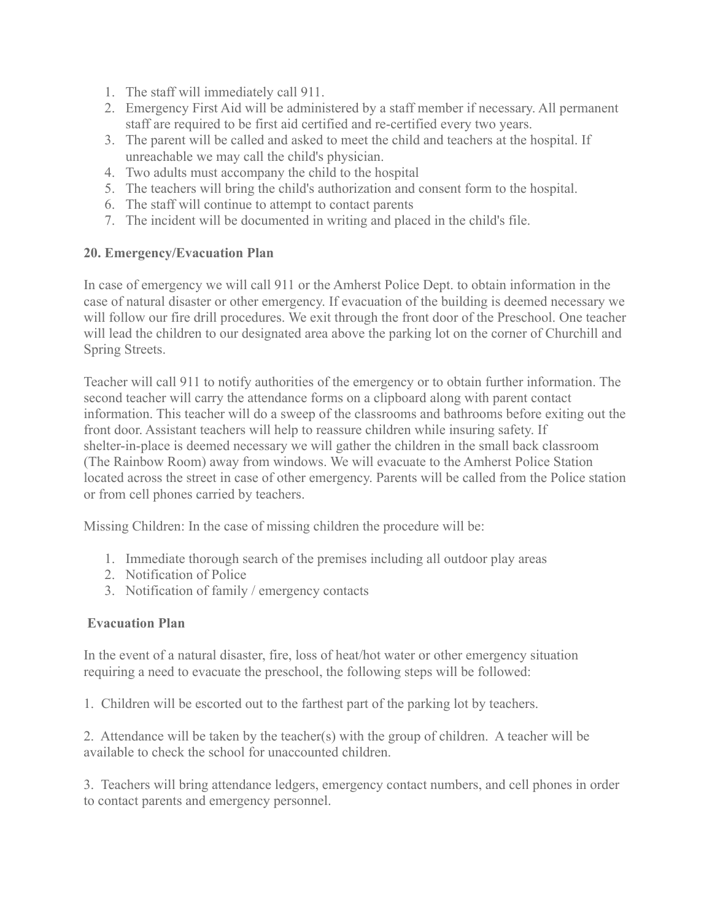1. The staff will immediately call 911.
2. Emergency First Aid will be administered by a staff member if necessary. All permanent staff are required to be first aid certified and re-certified every two years.
3. The parent will be called and asked to meet the child and teachers at the hospital. If unreachable we may call the child's physician.
4. Two adults must accompany the child to the hospital
5. The teachers will bring the child's authorization and consent form to the hospital.
6. The staff will continue to attempt to contact parents
7. The incident will be documented in writing and placed in the child's file.

**20. Emergency/Evacuation Plan**

In case of emergency we will call 911 or the Amherst Police Dept. to obtain information in the case of natural disaster or other emergency. If evacuation of the building is deemed necessary we will follow our fire drill procedures. We exit through the front door of the Preschool. One teacher will lead the children to our designated area above the parking lot on the corner of Churchill and Spring Streets.

Teacher will call 911 to notify authorities of the emergency or to obtain further information. The second teacher will carry the attendance forms on a clipboard along with parent contact information. This teacher will do a sweep of the classrooms and bathrooms before exiting out the front door. Assistant teachers will help to reassure children while insuring safety. If shelter-in-place is deemed necessary we will gather the children in the small back classroom (The Rainbow Room) away from windows. We will evacuate to the Amherst Police Station located across the street in case of other emergency. Parents will be called from the Police station or from cell phones carried by teachers.

Missing Children: In the case of missing children the procedure will be:

1. Immediate thorough search of the premises including all outdoor play areas
2. Notification of Police
3. Notification of family / emergency contacts

**Evacuation Plan**

In the event of a natural disaster, fire, loss of heat/hot water or other emergency situation requiring a need to evacuate the preschool, the following steps will be followed:

1. Children will be escorted out to the farthest part of the parking lot by teachers.

2. Attendance will be taken by the teacher(s) with the group of children. A teacher will be available to check the school for unaccounted children.

3. Teachers will bring attendance ledgers, emergency contact numbers, and cell phones in order to contact parents and emergency personnel.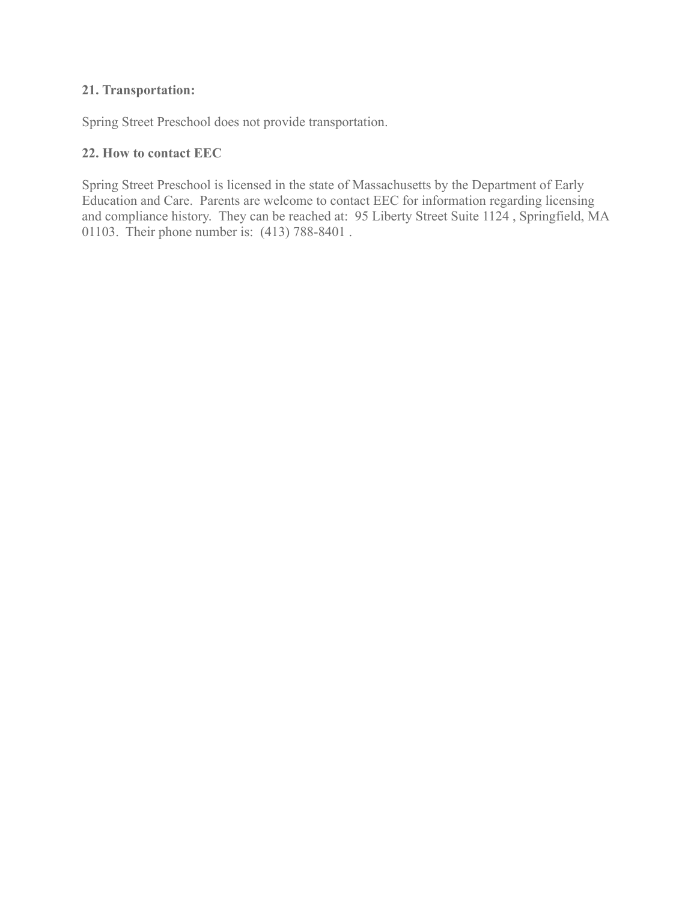**21. Transportation:**

Spring Street Preschool does not provide transportation.

**22. How to contact EEC**

Spring Street Preschool is licensed in the state of Massachusetts by the Department of Early Education and Care. Parents are welcome to contact EEC for information regarding licensing and compliance history. They can be reached at: 95 Liberty Street Suite 1124 , Springfield, MA 01103. Their phone number is: (413) 788-8401 .